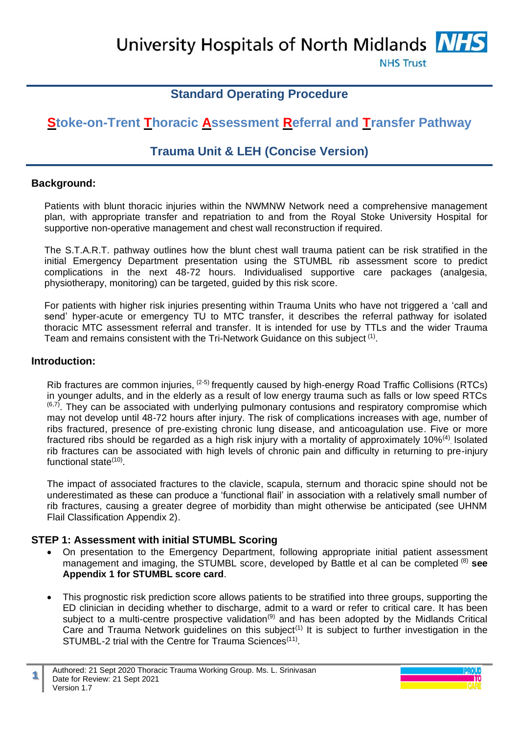University Hospitals of North Midlands NHS Trust

# Standard Operating Procedure

# Stoke-on-Trent Thoracic Assessment Referral and Transfer Pathway

## Trauma Unit & LEH (Concise Version)

### Background:

Patients with blunt thoracic injuries within the NWMNW Network need a comprehensive management plan, with appropriate transfer and repatriation to and from the Royal Stoke University Hospital for supportive non-operative management and chest wall reconstruction if required.

The S.T.A.R.T. pathway outlines how the blunt chest wall trauma patient can be risk stratified in the initial Emergency Department presentation using the STUMBL rib assessment score to predict complications in the next 48-72 hours. Individualised supportive care packages (analgesia, physiotherapy, monitoring) can be targeted, guided by this risk score.

For patients with higher risk injuries presenting within Trauma Units who have not triggered a 'call and send' hyper-acute or emergency TU to MTC transfer, it describes the referral pathway for isolated thoracic MTC assessment referral and transfer. It is intended for use by TTLs and the wider Trauma Team and remains consistent with the Tri-Network Guidance on this subject [1].

### Introduction:

Rib fractures are common injuries, [2-5] frequently caused by high-energy Road Traffic Collisions (RTCs) in younger adults, and in the elderly as a result of low energy trauma such as falls or low speed RTCs [6,7]. They can be associated with underlying pulmonary contusions and respiratory compromise which may not develop until 48-72 hours after injury. The risk of complications increases with age, number of ribs fractured, presence of pre-existing chronic lung disease, and anticoagulation use. Five or more fractured ribs should be regarded as a high risk injury with a mortality of approximately 10%[4]. Isolated rib fractures can be associated with high levels of chronic pain and difficulty in returning to pre-injury functional state[10].

The impact of associated fractures to the clavicle, scapula, sternum and thoracic spine should not be underestimated as these can produce a 'functional flail' in association with a relatively small number of rib fractures, causing a greater degree of morbidity than might otherwise be anticipated (see UHNM Flail Classification Appendix 2).

### STEP 1: Assessment with initial STUMBL Scoring

- On presentation to the Emergency Department, following appropriate initial patient assessment management and imaging, the STUMBL score, developed by Battle et al can be completed [8] **see Appendix 1 for STUMBL score card**.
- This prognostic risk prediction score allows patients to be stratified into three groups, supporting the ED clinician in deciding whether to discharge, admit to a ward or refer to critical care. It has been subject to a multi-centre prospective validation[9] and has been adopted by the Midlands Critical Care and Trauma Network guidelines on this subject[1] It is subject to further investigation in the STUMBL-2 trial with the Centre for Trauma Sciences[11].

Authored: 21 Sept 2020 Thoracic Trauma Working Group. Ms. L. Srinivasan
Date for Review: 21 Sept 2021
Version 1.7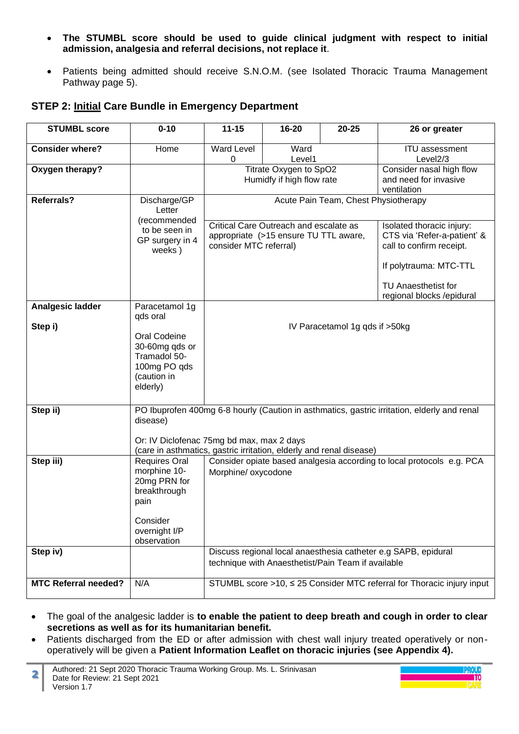- **The STUMBL score should be used to guide clinical judgment with respect to initial admission, analgesia and referral decisions, not replace it**.
- Patients being admitted should receive S.N.O.M. (see Isolated Thoracic Trauma Management Pathway page 5).

## STEP 2: Initial Care Bundle in Emergency Department

| STUMBL score | 0-10 | 11-15 | 16-20 | 20-25 | 26 or greater |
|---|---|---|---|---|---|
| **Consider where?** | Home | Ward Level 0 | Ward Level1 | | ITU assessment Level2/3 |
| **Oxygen therapy?** | | Titrate Oxygen to SpO2 Humidfy if high flow rate | | | Consider nasal high flow and need for invasive ventilation |
| **Referrals?** | Discharge/GP Letter (recommended to be seen in GP surgery in 4 weeks ) | Acute Pain Team, Chest Physiotherapy<br>Critical Care Outreach and escalate as appropriate (>15 ensure TU TTL aware, consider MTC referral) | | | Acute Pain Team, Chest Physiotherapy<br>Isolated thoracic injury: CTS via 'Refer-a-patient' & call to confirm receipt.<br>If polytrauma: MTC-TTL<br>TU Anaesthetist for regional blocks /epidural |
| **Analgesic ladder**<br>**Step i)** | Paracetamol 1g qds oral<br>Oral Codeine 30-60mg qds or Tramadol 50-100mg PO qds (caution in elderly) | IV Paracetamol 1g qds if >50kg | | | |
| **Step ii)** | PO Ibuprofen 400mg 6-8 hourly (Caution in asthmatics, gastric irritation, elderly and renal disease)<br>Or: IV Diclofenac 75mg bd max, max 2 days (care in asthmatics, gastric irritation, elderly and renal disease) | | | | |
| **Step iii)** | Requires Oral morphine 10-20mg PRN for breakthrough pain<br>Consider overnight I/P observation | Consider opiate based analgesia according to local protocols e.g. PCA Morphine/ oxycodone | | | |
| **Step iv)** | | Discuss regional local anaesthesia catheter e.g SAPB, epidural technique with Anaesthetist/Pain Team if available | | | |
| **MTC Referral needed?** | N/A | STUMBL score >10, ≤ 25 Consider MTC referral for Thoracic injury input | | | |

- The goal of the analgesic ladder is **to enable the patient to deep breath and cough in order to clear secretions as well as for its humanitarian benefit.**
- Patients discharged from the ED or after admission with chest wall injury treated operatively or non-operatively will be given a **Patient Information Leaflet on thoracic injuries (see Appendix 4).**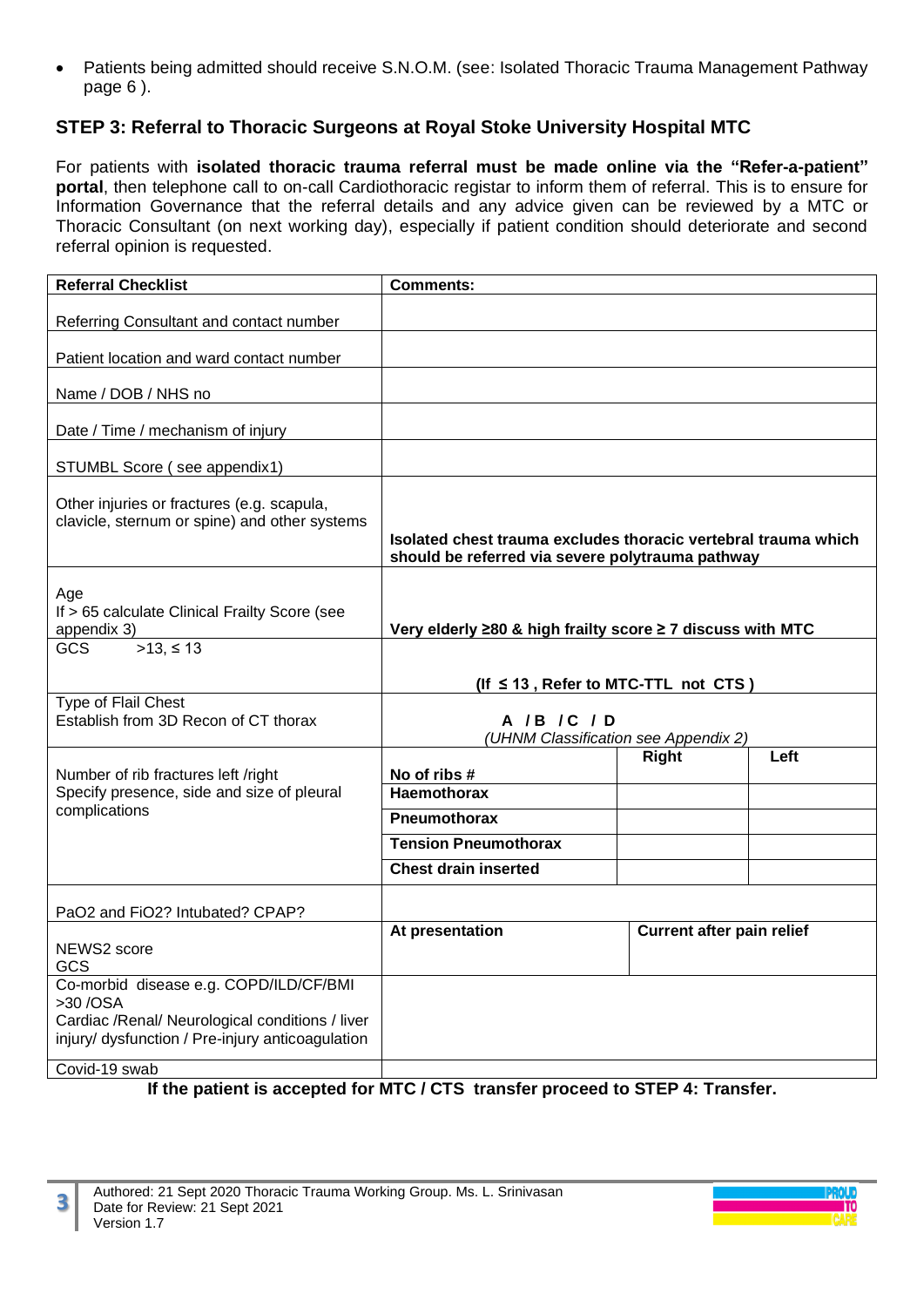- Patients being admitted should receive S.N.O.M. (see: Isolated Thoracic Trauma Management Pathway page 6 ).

## STEP 3: Referral to Thoracic Surgeons at Royal Stoke University Hospital MTC

For patients with **isolated thoracic trauma referral must be made online via the "Refer-a-patient" portal**, then telephone call to on-call Cardiothoracic registar to inform them of referral. This is to ensure for Information Governance that the referral details and any advice given can be reviewed by a MTC or Thoracic Consultant (on next working day), especially if patient condition should deteriorate and second referral opinion is requested.

| **Referral Checklist** | **Comments:** | | |
|---|---|---|---|
| Referring Consultant and contact number | | | |
| Patient location and ward contact number | | | |
| Name / DOB / NHS no | | | |
| Date / Time / mechanism of injury | | | |
| STUMBL Score ( see appendix1) | | | |
| Other injuries or fractures (e.g. scapula, clavicle, sternum or spine) and other systems | **Isolated chest trauma excludes thoracic vertebral trauma which should be referred via severe polytrauma pathway** | | |
| Age<br>If > 65 calculate Clinical Frailty Score (see appendix 3) | **Very elderly ≥80 & high frailty score ≥ 7 discuss with MTC** | | |
| GCS >13, ≤ 13 | **(If ≤ 13 , Refer to MTC-TTL not CTS )** | | |
| Type of Flail Chest<br>Establish from 3D Recon of CT thorax | **A / B / C / D**<br>*(UHNM Classification see Appendix 2)* | | |
| Number of rib fractures left /right<br>Specify presence, side and size of pleural complications | **No of ribs #** | **Right** | **Left** |
| | **Haemothorax** | | |
| | **Pneumothorax** | | |
| | **Tension Pneumothorax** | | |
| | **Chest drain inserted** | | |
| PaO2 and FiO2? Intubated? CPAP? | | | |
| NEWS2 score<br>GCS | **At presentation** | **Current after pain relief** | |
| Co-morbid disease e.g. COPD/ILD/CF/BMI >30 /OSA<br>Cardiac /Renal/ Neurological conditions / liver injury/ dysfunction / Pre-injury anticoagulation | | | |
| Covid-19 swab | | | |

**If the patient is accepted for MTC / CTS transfer proceed to STEP 4: Transfer.**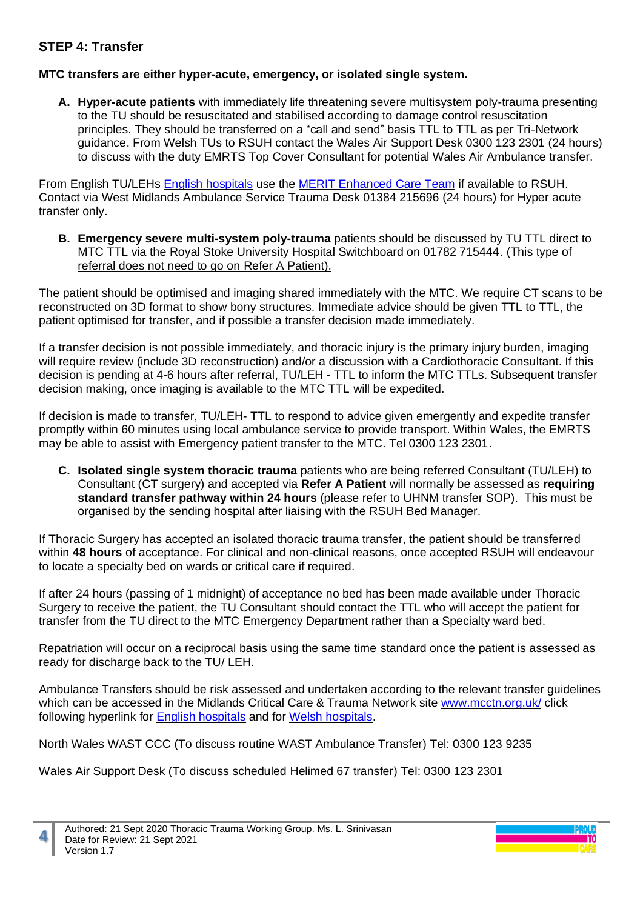## STEP 4: Transfer

**MTC transfers are either hyper-acute, emergency, or isolated single system.**

A. **Hyper-acute patients** with immediately life threatening severe multisystem poly-trauma presenting to the TU should be resuscitated and stabilised according to damage control resuscitation principles. They should be transferred on a "call and send" basis TTL to TTL as per Tri-Network guidance. From Welsh TUs to RSUH contact the Wales Air Support Desk 0300 123 2301 (24 hours) to discuss with the duty EMRTS Top Cover Consultant for potential Wales Air Ambulance transfer.

From English TU/LEHs [English hospitals]() use the [MERIT Enhanced Care Team]() if available to RSUH. Contact via West Midlands Ambulance Service Trauma Desk 01384 215696 (24 hours) for Hyper acute transfer only.

B. **Emergency severe multi-system poly-trauma** patients should be discussed by TU TTL direct to MTC TTL via the Royal Stoke University Hospital Switchboard on 01782 715444. <u>(This type of referral does not need to go on Refer A Patient).</u>

The patient should be optimised and imaging shared immediately with the MTC. We require CT scans to be reconstructed on 3D format to show bony structures. Immediate advice should be given TTL to TTL, the patient optimised for transfer, and if possible a transfer decision made immediately.

If a transfer decision is not possible immediately, and thoracic injury is the primary injury burden, imaging will require review (include 3D reconstruction) and/or a discussion with a Cardiothoracic Consultant. If this decision is pending at 4-6 hours after referral, TU/LEH - TTL to inform the MTC TTLs. Subsequent transfer decision making, once imaging is available to the MTC TTL will be expedited.

If decision is made to transfer, TU/LEH- TTL to respond to advice given emergently and expedite transfer promptly within 60 minutes using local ambulance service to provide transport. Within Wales, the EMRTS may be able to assist with Emergency patient transfer to the MTC. Tel 0300 123 2301.

C. **Isolated single system thoracic trauma** patients who are being referred Consultant (TU/LEH) to Consultant (CT surgery) and accepted via **Refer A Patient** will normally be assessed as **requiring standard transfer pathway within 24 hours** (please refer to UHNM transfer SOP). This must be organised by the sending hospital after liaising with the RSUH Bed Manager.

If Thoracic Surgery has accepted an isolated thoracic trauma transfer, the patient should be transferred within **48 hours** of acceptance. For clinical and non-clinical reasons, once accepted RSUH will endeavour to locate a specialty bed on wards or critical care if required.

If after 24 hours (passing of 1 midnight) of acceptance no bed has been made available under Thoracic Surgery to receive the patient, the TU Consultant should contact the TTL who will accept the patient for transfer from the TU direct to the MTC Emergency Department rather than a Specialty ward bed.

Repatriation will occur on a reciprocal basis using the same time standard once the patient is assessed as ready for discharge back to the TU/ LEH.

Ambulance Transfers should be risk assessed and undertaken according to the relevant transfer guidelines which can be accessed in the Midlands Critical Care & Trauma Network site [www.mcctn.org.uk/](www.mcctn.org.uk/) click following hyperlink for [English hospitals]() and for [Welsh hospitals]().

North Wales WAST CCC (To discuss routine WAST Ambulance Transfer) Tel: 0300 123 9235

Wales Air Support Desk (To discuss scheduled Helimed 67 transfer) Tel: 0300 123 2301

Authored: 21 Sept 2020 Thoracic Trauma Working Group. Ms. L. Srinivasan
Date for Review: 21 Sept 2021
Version 1.7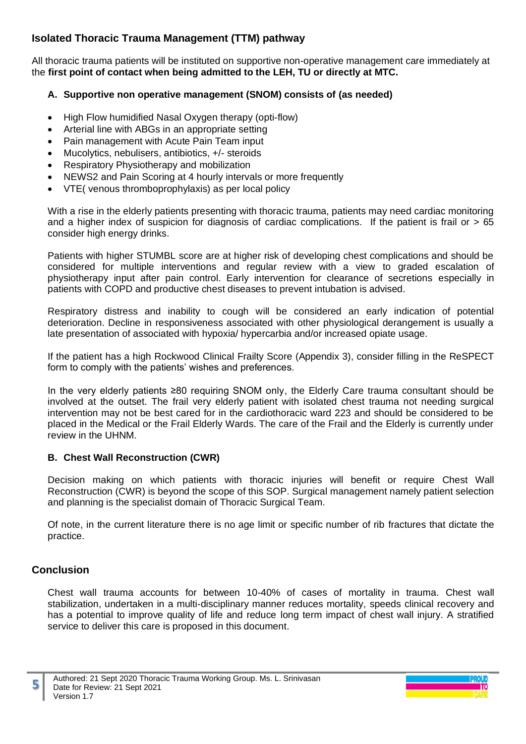## Isolated Thoracic Trauma Management (TTM) pathway

All thoracic trauma patients will be instituted on supportive non-operative management care immediately at the **first point of contact when being admitted to the LEH, TU or directly at MTC.**

### A. Supportive non operative management (SNOM) consists of (as needed)

- High Flow humidified Nasal Oxygen therapy (opti-flow)
- Arterial line with ABGs in an appropriate setting
- Pain management with Acute Pain Team input
- Mucolytics, nebulisers, antibiotics, +/- steroids
- Respiratory Physiotherapy and mobilization
- NEWS2 and Pain Scoring at 4 hourly intervals or more frequently
- VTE( venous thromboprophylaxis) as per local policy

With a rise in the elderly patients presenting with thoracic trauma, patients may need cardiac monitoring and a higher index of suspicion for diagnosis of cardiac complications. If the patient is frail or > 65 consider high energy drinks.

Patients with higher STUMBL score are at higher risk of developing chest complications and should be considered for multiple interventions and regular review with a view to graded escalation of physiotherapy input after pain control. Early intervention for clearance of secretions especially in patients with COPD and productive chest diseases to prevent intubation is advised.

Respiratory distress and inability to cough will be considered an early indication of potential deterioration. Decline in responsiveness associated with other physiological derangement is usually a late presentation of associated with hypoxia/ hypercarbia and/or increased opiate usage.

If the patient has a high Rockwood Clinical Frailty Score (Appendix 3), consider filling in the ReSPECT form to comply with the patients' wishes and preferences.

In the very elderly patients ≥80 requiring SNOM only, the Elderly Care trauma consultant should be involved at the outset. The frail very elderly patient with isolated chest trauma not needing surgical intervention may not be best cared for in the cardiothoracic ward 223 and should be considered to be placed in the Medical or the Frail Elderly Wards. The care of the Frail and the Elderly is currently under review in the UHNM.

### B. Chest Wall Reconstruction (CWR)

Decision making on which patients with thoracic injuries will benefit or require Chest Wall Reconstruction (CWR) is beyond the scope of this SOP. Surgical management namely patient selection and planning is the specialist domain of Thoracic Surgical Team.

Of note, in the current literature there is no age limit or specific number of rib fractures that dictate the practice.

## Conclusion

Chest wall trauma accounts for between 10-40% of cases of mortality in trauma. Chest wall stabilization, undertaken in a multi-disciplinary manner reduces mortality, speeds clinical recovery and has a potential to improve quality of life and reduce long term impact of chest wall injury. A stratified service to deliver this care is proposed in this document.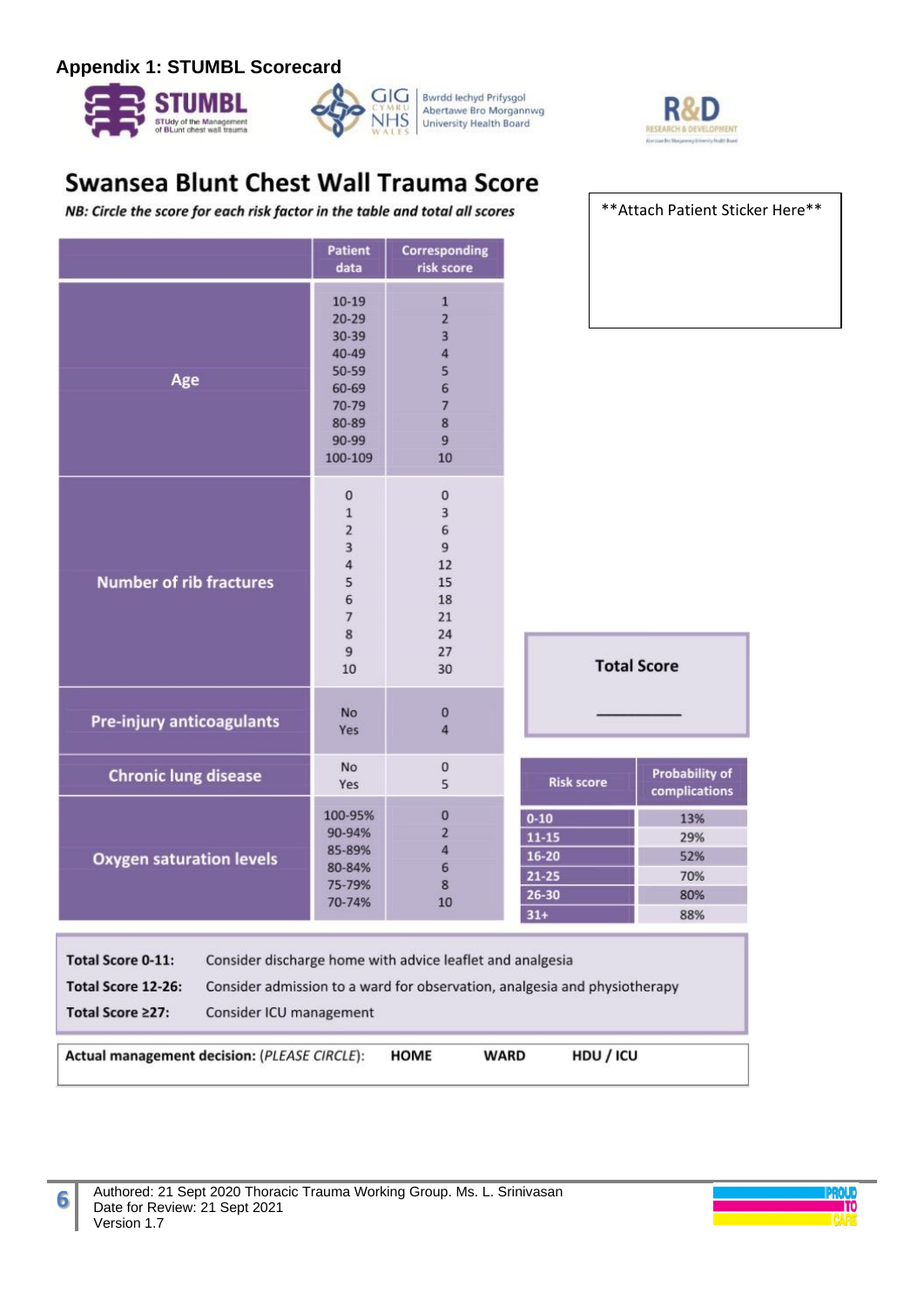## Appendix 1: STUMBL Scorecard

STUMBL — STUdy of the Management of BLunt chest wall trauma

GIG CYMRU NHS WALES — Bwrdd Iechyd Prifysgol Abertawe Bro Morgannwg University Health Board

R&D — RESEARCH & DEVELOPMENT

# Swansea Blunt Chest Wall Trauma Score

*NB: Circle the score for each risk factor in the table and total all scores*

**Attach Patient Sticker Here**

| | Patient data | Corresponding risk score |
|---|---|---|
| **Age** | 10-19 | 1 |
| | 20-29 | 2 |
| | 30-39 | 3 |
| | 40-49 | 4 |
| | 50-59 | 5 |
| | 60-69 | 6 |
| | 70-79 | 7 |
| | 80-89 | 8 |
| | 90-99 | 9 |
| | 100-109 | 10 |
| **Number of rib fractures** | 0 | 0 |
| | 1 | 3 |
| | 2 | 6 |
| | 3 | 9 |
| | 4 | 12 |
| | 5 | 15 |
| | 6 | 18 |
| | 7 | 21 |
| | 8 | 24 |
| | 9 | 27 |
| | 10 | 30 |
| **Pre-injury anticoagulants** | No | 0 |
| | Yes | 4 |
| **Chronic lung disease** | No | 0 |
| | Yes | 5 |
| **Oxygen saturation levels** | 100-95% | 0 |
| | 90-94% | 2 |
| | 85-89% | 4 |
| | 80-84% | 6 |
| | 75-79% | 8 |
| | 70-74% | 10 |

**Total Score**

__________

| Risk score | Probability of complications |
|---|---|
| 0-10 | 13% |
| 11-15 | 29% |
| 16-20 | 52% |
| 21-25 | 70% |
| 26-30 | 80% |
| 31+ | 88% |

**Total Score 0-11:** Consider discharge home with advice leaflet and analgesia

**Total Score 12-26:** Consider admission to a ward for observation, analgesia and physiotherapy

**Total Score ≥27:** Consider ICU management

**Actual management decision:** (*PLEASE CIRCLE*): **HOME** **WARD** **HDU / ICU**

Authored: 21 Sept 2020 Thoracic Trauma Working Group. Ms. L. Srinivasan
Date for Review: 21 Sept 2021
Version 1.7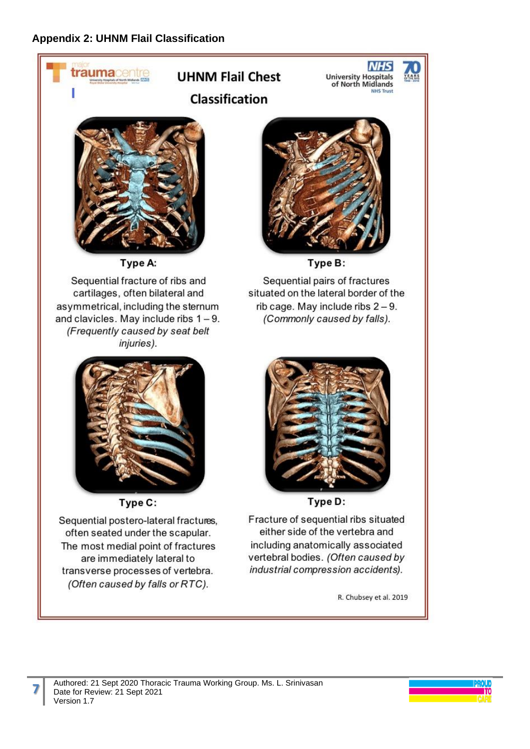## Appendix 2: UHNM Flail Classification

### UHNM Flail Chest Classification

**Type A:**

Sequential fracture of ribs and cartilages, often bilateral and asymmetrical, including the sternum and clavicles. May include ribs 1 – 9. *(Frequently caused by seat belt injuries).*

**Type B:**

Sequential pairs of fractures situated on the lateral border of the rib cage. May include ribs 2 – 9. *(Commonly caused by falls).*

**Type C:**

Sequential postero-lateral fractures, often seated under the scapular. The most medial point of fractures are immediately lateral to transverse processes of vertebra. *(Often caused by falls or RTC).*

**Type D:**

Fracture of sequential ribs situated either side of the vertebra and including anatomically associated vertebral bodies. *(Often caused by industrial compression accidents).*

R. Chubsey et al. 2019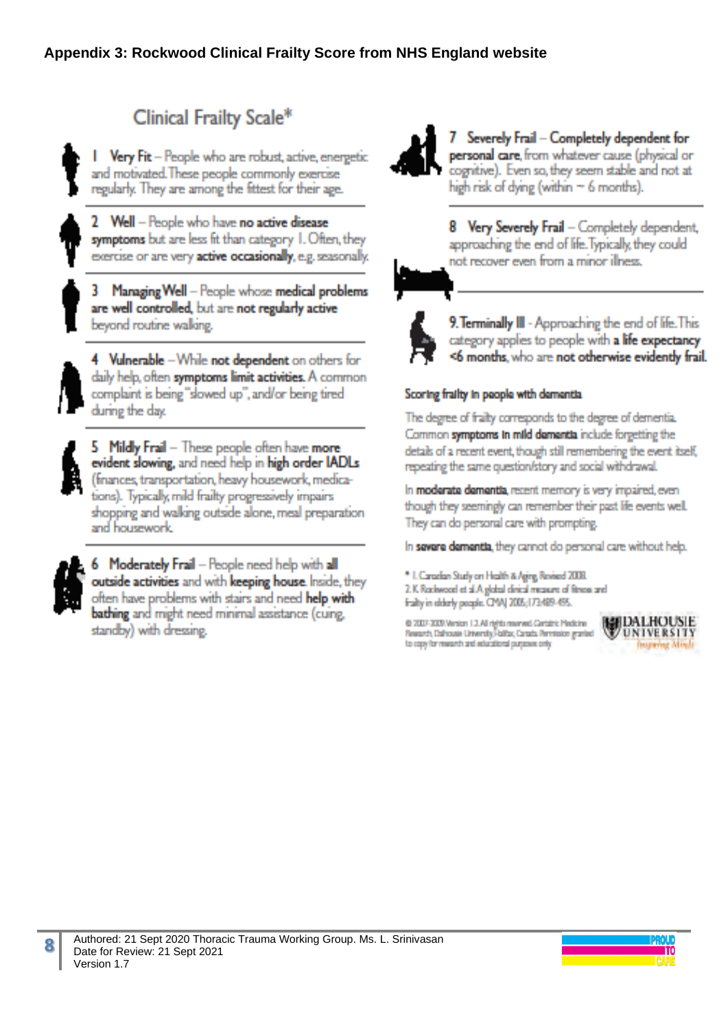## Appendix 3: Rockwood Clinical Frailty Score from NHS England website

### Clinical Frailty Scale*

1 **Very Fit** – People who are robust, active, energetic and motivated. These people commonly exercise regularly. They are among the fittest for their age.

2 **Well** – People who have **no active disease symptoms** but are less fit than category 1. Often, they exercise or are very **active occasionally**, e.g. seasonally.

3 **Managing Well** – People whose **medical problems are well controlled**, but are **not regularly active** beyond routine walking.

4 **Vulnerable** – While **not dependent** on others for daily help, often **symptoms limit activities**. A common complaint is being "slowed up", and/or being tired during the day.

5 **Mildly Frail** – These people often have **more evident slowing**, and need help in **high order IADLs** (finances, transportation, heavy housework, medications). Typically, mild frailty progressively impairs shopping and walking outside alone, meal preparation and housework.

6 **Moderately Frail** – People need help with **all outside activities** and with **keeping house**. Inside, they often have problems with stairs and need **help with bathing** and might need minimal assistance (cuing, standby) with dressing.

7 **Severely Frail** – **Completely dependent for personal care**, from whatever cause (physical or cognitive). Even so, they seem stable and not at high risk of dying (within ~ 6 months).

8 **Very Severely Frail** – Completely dependent, approaching the end of life. Typically, they could not recover even from a minor illness.

9. **Terminally Ill** - Approaching the end of life. This category applies to people with **a life expectancy <6 months**, who are **not otherwise evidently frail**.

**Scoring frailty in people with dementia**

The degree of frailty corresponds to the degree of dementia. Common **symptoms in mild dementia** include forgetting the details of a recent event, though still remembering the event itself, repeating the same question/story and social withdrawal.

In **moderate dementia**, recent memory is very impaired, even though they seemingly can remember their past life events well. They can do personal care with prompting.

In **severe dementia**, they cannot do personal care without help.

\* 1. Canadian Study on Health & Aging, Revised 2008.
2. K. Rockwood et al. A global clinical measure of fitness and frailty in elderly people. CMAJ 2005;173:489-495.

© 2007-2009. Version 1.2. All rights reserved. Geriatric Medicine Research, Dalhousie University, Halifax, Canada. Permission granted to copy for research and educational purposes only.

DALHOUSIE UNIVERSITY *Inspiring Minds*

Authored: 21 Sept 2020 Thoracic Trauma Working Group. Ms. L. Srinivasan
Date for Review: 21 Sept 2021
Version 1.7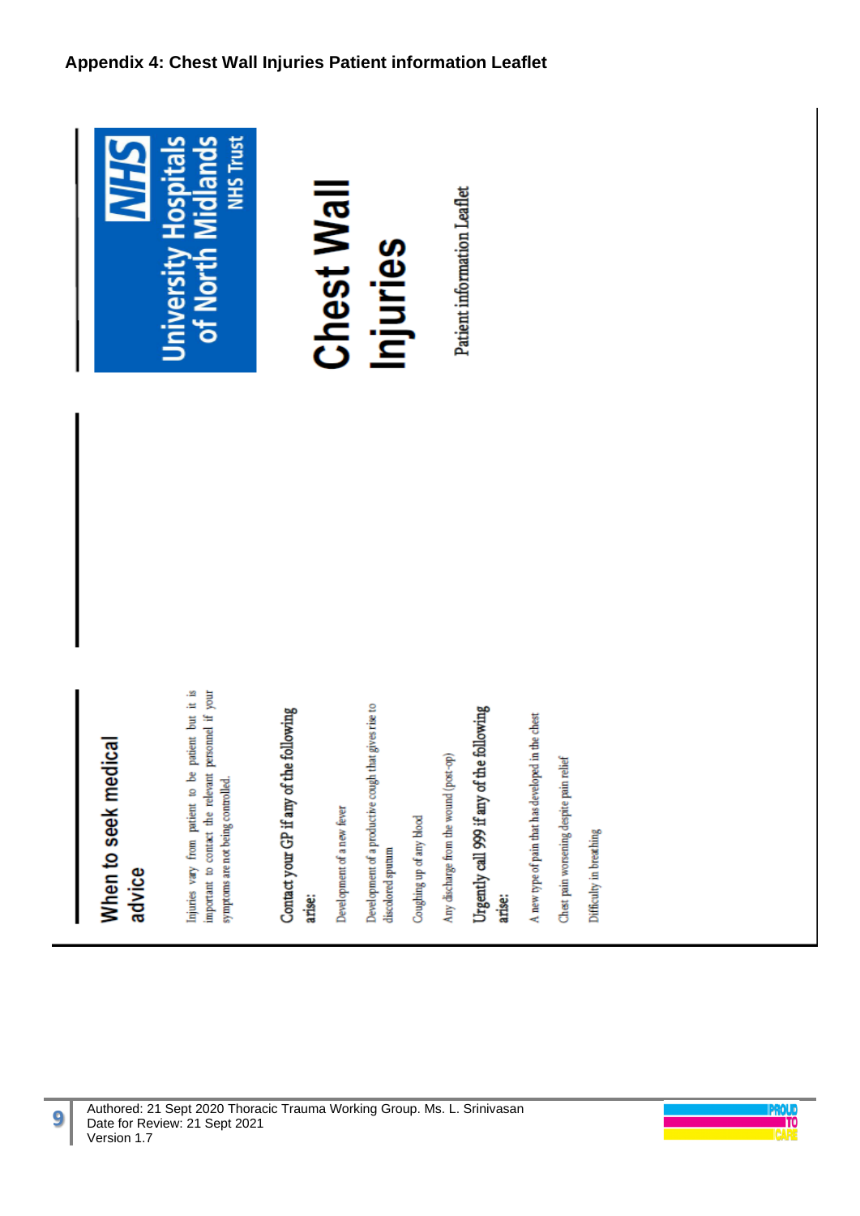## Appendix 4: Chest Wall Injuries Patient information Leaflet

University Hospitals of North Midlands NHS Trust

# Chest Wall Injuries

Patient information Leaflet

## When to seek medical advice

Injuries vary from patient to be patient but it is important to contact the relevant personnel if your symptoms are not being controlled.

**Contact your GP if any of the following arise:**

Development of a new fever

Development of a productive cough that gives rise to discolored sputum

Coughing up of any blood

Any discharge from the wound (post-op)

**Urgently call 999 if any of the following arise:**

A new type of pain that has developed in the chest

Chest pain worsening despite pain relief

Difficulty in breathing

Authored: 21 Sept 2020 Thoracic Trauma Working Group. Ms. L. Srinivasan
Date for Review: 21 Sept 2021
Version 1.7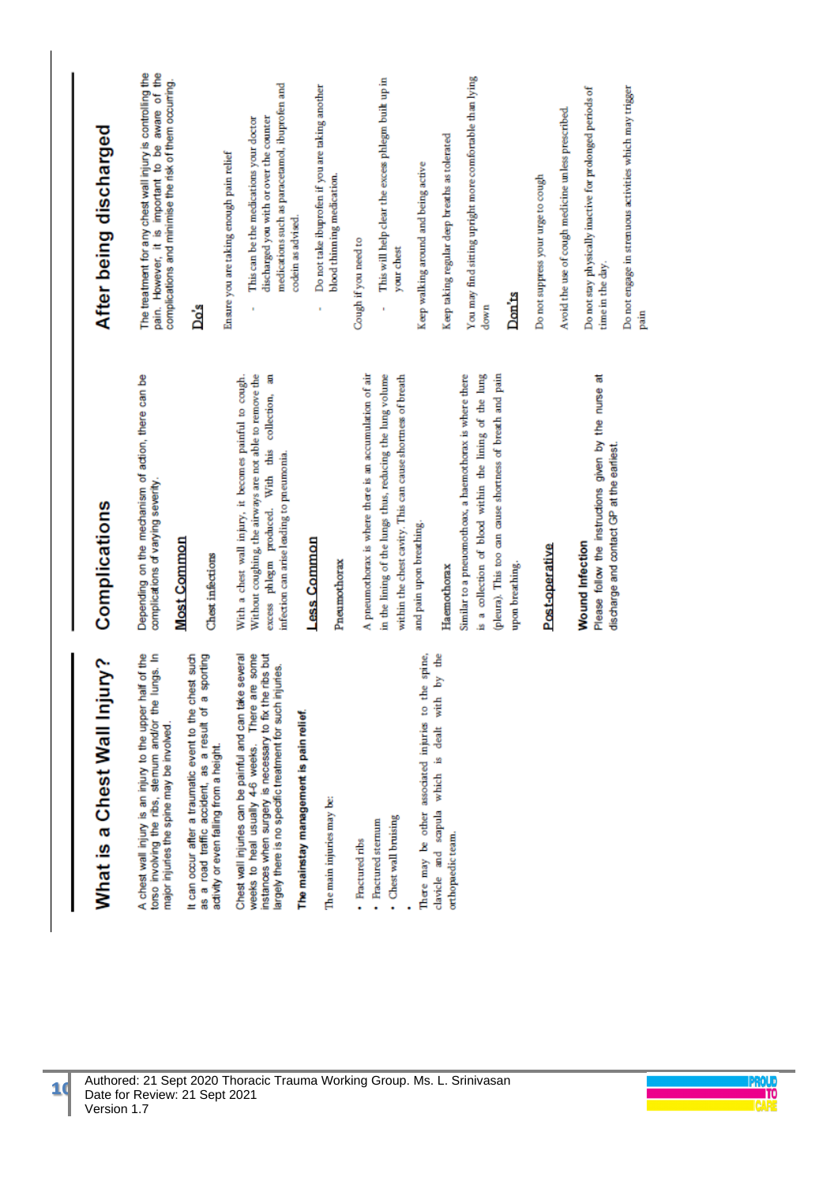# What is a Chest Wall Injury?

A chest wall injury is an injury to the upper half of the torso involving the ribs, sternum and/or the lungs. In major injuries the spine may be involved.

It can occur after a traumatic event to the chest such as a road traffic accident, as a result of a sporting activity or even falling from a height.

Chest wall injuries can be painful and can take several weeks to heal usually 4-6 weeks. There are some instances when surgery is necessary to fix the ribs but largely there is no specific treatment for such injuries.

**The mainstay management is pain relief.**

The main injuries may be:

- Fractured ribs
- Fractured sternum
- Chest wall bruising
- 

There may be other associated injuries to the spine, clavicle and scapula which is dealt with by the orthopaedic team.

# Complications

Depending on the mechanism of action, there can be complications of varying severity.

## Most Common

Chest infections

With a chest wall injury, it becomes painful to cough. Without coughing, the airways are not able to remove the excess phlegm produced. With this collection, an infection can arise leading to pneumonia.

## Less Common

Pneumothorax

A pneumothorax is where there is an accumulation of air in the lining of the lungs thus, reducing the lung volume within the chest cavity. This can cause shortness of breath and pain upon breathing.

Haemothorax

Similar to a pneumothorax, a haemothorax is where there is a collection of blood within the lining of the lung (pleura). This too can cause shortness of breath and pain upon breathing.

## Post-operative

**Wound Infection**

Please follow the instructions given by the nurse at discharge and contact GP at the earliest.

# After being discharged

The treatment for any chest wall injury is controlling the pain. However, it is important to be aware of the complications and minimise the risk of them occurring.

## Do's

Ensure you are taking enough pain relief

- This can be the medications your doctor discharged you with or over the counter medications such as paracetamol, ibuprofen and codein as advised.
- Do not take ibuprofen if you are taking another blood thinning medication.

Cough if you need to

- This will help clear the excess phlegm built up in your chest

Keep walking around and being active

Keep taking regular deep breaths as tolerated

You may find sitting upright more comfortable than lying down

## Don'ts

Do not suppress your urge to cough

Avoid the use of cough medicine unless prescribed.

Do not stay physically inactive for prolonged periods of time in the day.

Do not engage in strenuous activities which may trigger pain

Authored: 21 Sept 2020 Thoracic Trauma Working Group. Ms. L. Srinivasan
Date for Review: 21 Sept 2021
Version 1.7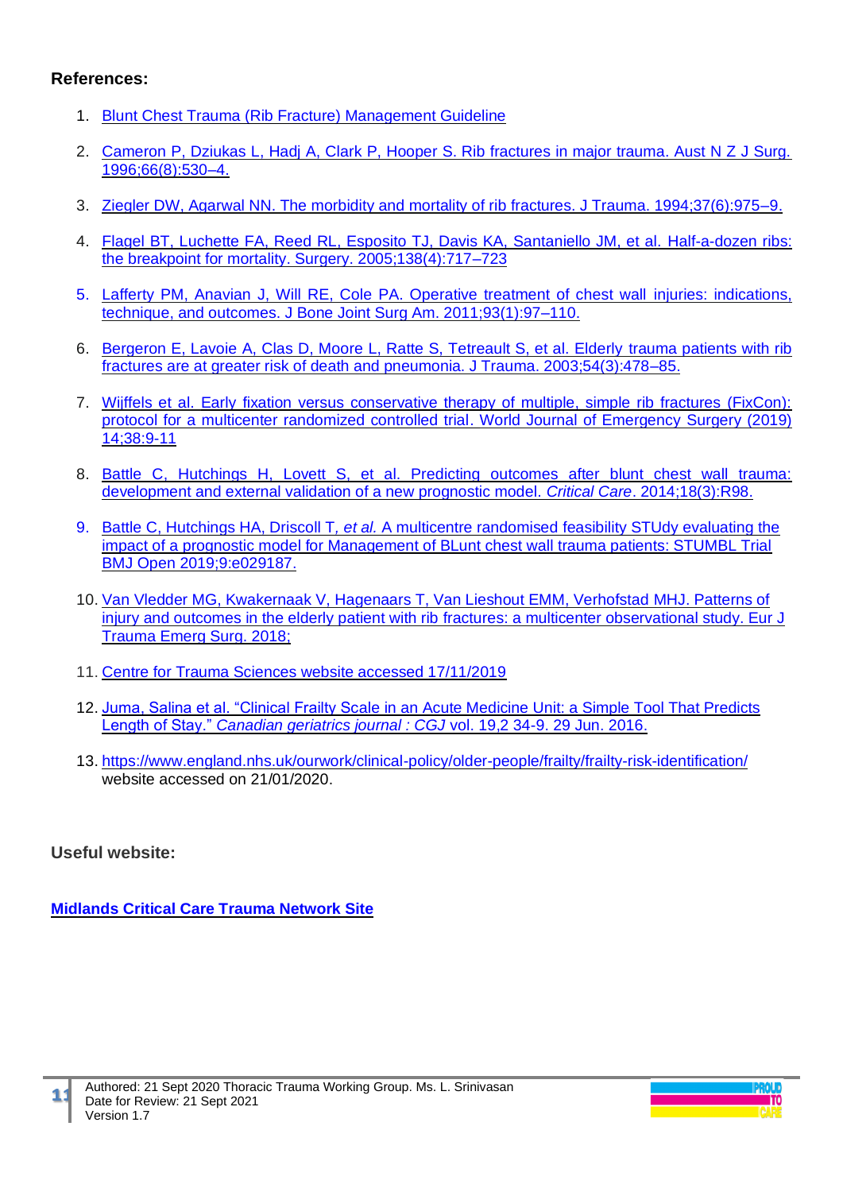**References:**

1. Blunt Chest Trauma (Rib Fracture) Management Guideline

2. Cameron P, Dziukas L, Hadj A, Clark P, Hooper S. Rib fractures in major trauma. Aust N Z J Surg. 1996;66(8):530–4.

3. Ziegler DW, Agarwal NN. The morbidity and mortality of rib fractures. J Trauma. 1994;37(6):975–9.

4. Flagel BT, Luchette FA, Reed RL, Esposito TJ, Davis KA, Santaniello JM, et al. Half-a-dozen ribs: the breakpoint for mortality. Surgery. 2005;138(4):717–723

5. Lafferty PM, Anavian J, Will RE, Cole PA. Operative treatment of chest wall injuries: indications, technique, and outcomes. J Bone Joint Surg Am. 2011;93(1):97–110.

6. Bergeron E, Lavoie A, Clas D, Moore L, Ratte S, Tetreault S, et al. Elderly trauma patients with rib fractures are at greater risk of death and pneumonia. J Trauma. 2003;54(3):478–85.

7. Wijffels et al. Early fixation versus conservative therapy of multiple, simple rib fractures (FixCon): protocol for a multicenter randomized controlled trial. World Journal of Emergency Surgery (2019) 14;38:9-11

8. Battle C, Hutchings H, Lovett S, et al. Predicting outcomes after blunt chest wall trauma: development and external validation of a new prognostic model. *Critical Care*. 2014;18(3):R98.

9. Battle C, Hutchings HA, Driscoll T*, et al.* A multicentre randomised feasibility STUdy evaluating the impact of a prognostic model for Management of BLunt chest wall trauma patients: STUMBL Trial BMJ Open 2019;9:e029187.

10. Van Vledder MG, Kwakernaak V, Hagenaars T, Van Lieshout EMM, Verhofstad MHJ. Patterns of injury and outcomes in the elderly patient with rib fractures: a multicenter observational study. Eur J Trauma Emerg Surg. 2018;

11. Centre for Trauma Sciences website accessed 17/11/2019

12. Juma, Salina et al. "Clinical Frailty Scale in an Acute Medicine Unit: a Simple Tool That Predicts Length of Stay." *Canadian geriatrics journal : CGJ* vol. 19,2 34-9. 29 Jun. 2016.

13. https://www.england.nhs.uk/ourwork/clinical-policy/older-people/frailty/frailty-risk-identification/ website accessed on 21/01/2020.

**Useful website:**

**Midlands Critical Care Trauma Network Site**

Authored: 21 Sept 2020 Thoracic Trauma Working Group. Ms. L. Srinivasan
Date for Review: 21 Sept 2021
Version 1.7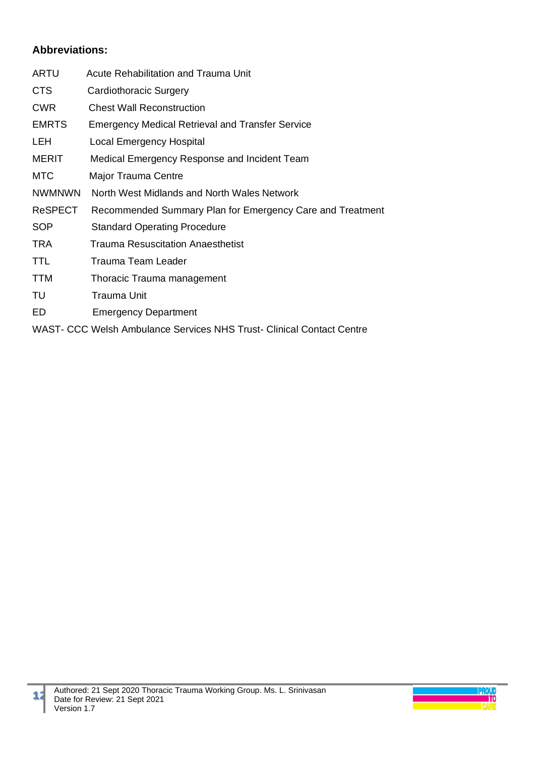**Abbreviations:**

| | |
|---|---|
| ARTU | Acute Rehabilitation and Trauma Unit |
| CTS | Cardiothoracic Surgery |
| CWR | Chest Wall Reconstruction |
| EMRTS | Emergency Medical Retrieval and Transfer Service |
| LEH | Local Emergency Hospital |
| MERIT | Medical Emergency Response and Incident Team |
| MTC | Major Trauma Centre |
| NWMNWN | North West Midlands and North Wales Network |
| ReSPECT | Recommended Summary Plan for Emergency Care and Treatment |
| SOP | Standard Operating Procedure |
| TRA | Trauma Resuscitation Anaesthetist |
| TTL | Trauma Team Leader |
| TTM | Thoracic Trauma management |
| TU | Trauma Unit |
| ED | Emergency Department |

WAST- CCC Welsh Ambulance Services NHS Trust- Clinical Contact Centre